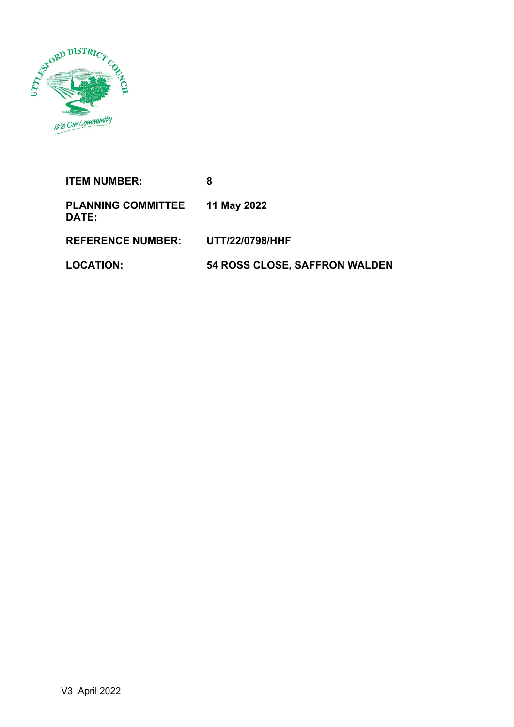| | |
|---|---|
| **ITEM NUMBER:** | **8** |
| **PLANNING COMMITTEE DATE:** | **11 May 2022** |
| **REFERENCE NUMBER:** | **UTT/22/0798/HHF** |
| **LOCATION:** | **54 ROSS CLOSE, SAFFRON WALDEN** |

V3 April 2022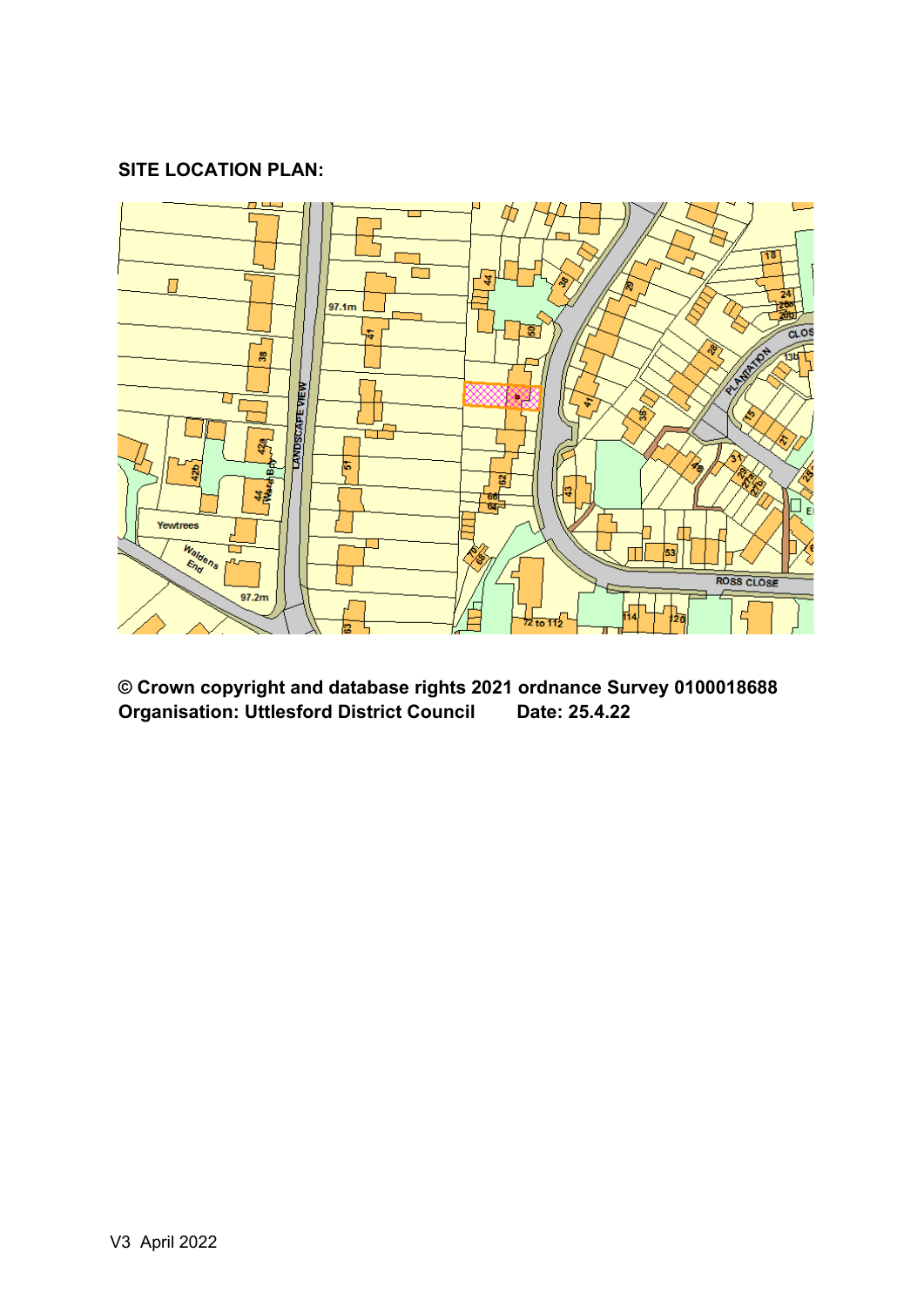**SITE LOCATION PLAN:**

**© Crown copyright and database rights 2021 ordnance Survey 0100018688**
**Organisation: Uttlesford District Council      Date: 25.4.22**

V3 April 2022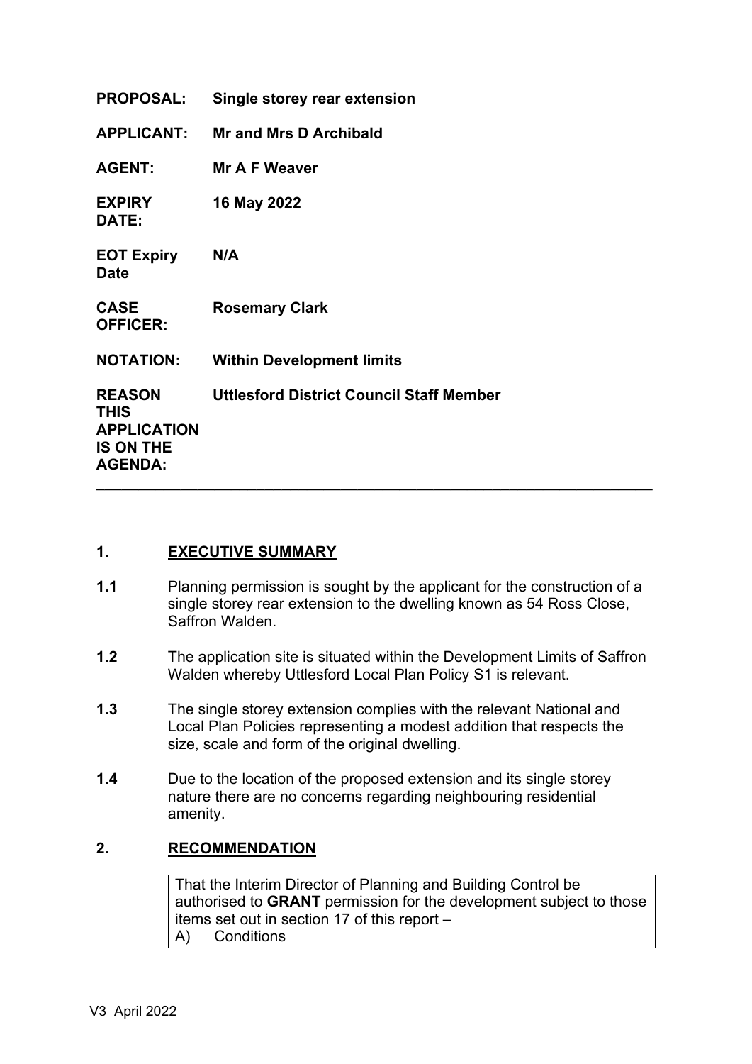| | |
|---|---|
| **PROPOSAL:** | **Single storey rear extension** |
| **APPLICANT:** | **Mr and Mrs D Archibald** |
| **AGENT:** | **Mr A F Weaver** |
| **EXPIRY DATE:** | **16 May 2022** |
| **EOT Expiry Date** | **N/A** |
| **CASE OFFICER:** | **Rosemary Clark** |
| **NOTATION:** | **Within Development limits** |
| **REASON THIS APPLICATION IS ON THE AGENDA:** | **Uttlesford District Council Staff Member** |

---

## 1. EXECUTIVE SUMMARY

**1.1** Planning permission is sought by the applicant for the construction of a single storey rear extension to the dwelling known as 54 Ross Close, Saffron Walden.

**1.2** The application site is situated within the Development Limits of Saffron Walden whereby Uttlesford Local Plan Policy S1 is relevant.

**1.3** The single storey extension complies with the relevant National and Local Plan Policies representing a modest addition that respects the size, scale and form of the original dwelling.

**1.4** Due to the location of the proposed extension and its single storey nature there are no concerns regarding neighbouring residential amenity.

## 2. RECOMMENDATION

That the Interim Director of Planning and Building Control be authorised to **GRANT** permission for the development subject to those items set out in section 17 of this report –
A) Conditions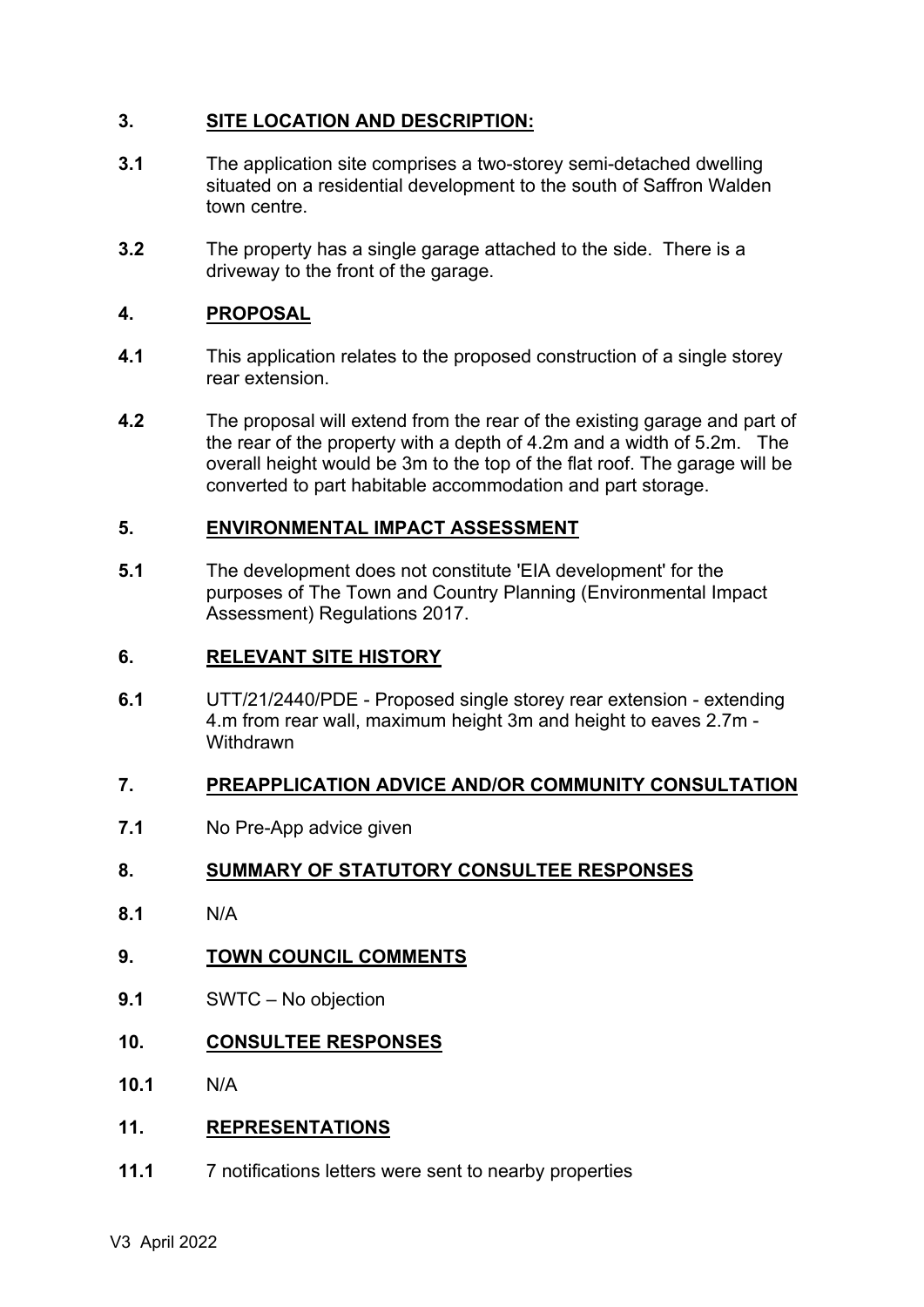## 3. SITE LOCATION AND DESCRIPTION:

**3.1** The application site comprises a two-storey semi-detached dwelling situated on a residential development to the south of Saffron Walden town centre.

**3.2** The property has a single garage attached to the side. There is a driveway to the front of the garage.

## 4. PROPOSAL

**4.1** This application relates to the proposed construction of a single storey rear extension.

**4.2** The proposal will extend from the rear of the existing garage and part of the rear of the property with a depth of 4.2m and a width of 5.2m. The overall height would be 3m to the top of the flat roof. The garage will be converted to part habitable accommodation and part storage.

## 5. ENVIRONMENTAL IMPACT ASSESSMENT

**5.1** The development does not constitute 'EIA development' for the purposes of The Town and Country Planning (Environmental Impact Assessment) Regulations 2017.

## 6. RELEVANT SITE HISTORY

**6.1** UTT/21/2440/PDE - Proposed single storey rear extension - extending 4.m from rear wall, maximum height 3m and height to eaves 2.7m - Withdrawn

## 7. PREAPPLICATION ADVICE AND/OR COMMUNITY CONSULTATION

**7.1** No Pre-App advice given

## 8. SUMMARY OF STATUTORY CONSULTEE RESPONSES

**8.1** N/A

## 9. TOWN COUNCIL COMMENTS

**9.1** SWTC – No objection

## 10. CONSULTEE RESPONSES

**10.1** N/A

## 11. REPRESENTATIONS

**11.1** 7 notifications letters were sent to nearby properties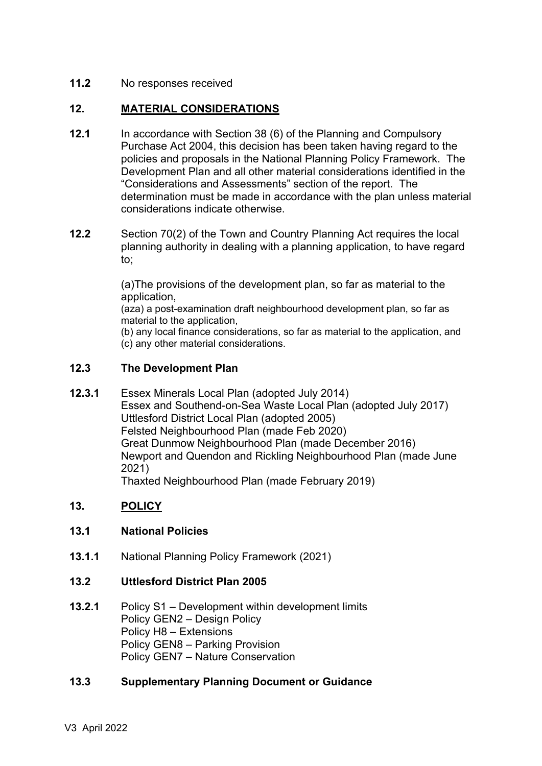**11.2** No responses received

## 12. MATERIAL CONSIDERATIONS

**12.1** In accordance with Section 38 (6) of the Planning and Compulsory Purchase Act 2004, this decision has been taken having regard to the policies and proposals in the National Planning Policy Framework. The Development Plan and all other material considerations identified in the "Considerations and Assessments" section of the report. The determination must be made in accordance with the plan unless material considerations indicate otherwise.

**12.2** Section 70(2) of the Town and Country Planning Act requires the local planning authority in dealing with a planning application, to have regard to;

(a)The provisions of the development plan, so far as material to the application,
(aza) a post-examination draft neighbourhood development plan, so far as material to the application,
(b) any local finance considerations, so far as material to the application, and
(c) any other material considerations.

### 12.3 The Development Plan

**12.3.1** Essex Minerals Local Plan (adopted July 2014)
Essex and Southend-on-Sea Waste Local Plan (adopted July 2017)
Uttlesford District Local Plan (adopted 2005)
Felsted Neighbourhood Plan (made Feb 2020)
Great Dunmow Neighbourhood Plan (made December 2016)
Newport and Quendon and Rickling Neighbourhood Plan (made June 2021)
Thaxted Neighbourhood Plan (made February 2019)

## 13. POLICY

### 13.1 National Policies

**13.1.1** National Planning Policy Framework (2021)

### 13.2 Uttlesford District Plan 2005

**13.2.1** Policy S1 – Development within development limits
Policy GEN2 – Design Policy
Policy H8 – Extensions
Policy GEN8 – Parking Provision
Policy GEN7 – Nature Conservation

### 13.3 Supplementary Planning Document or Guidance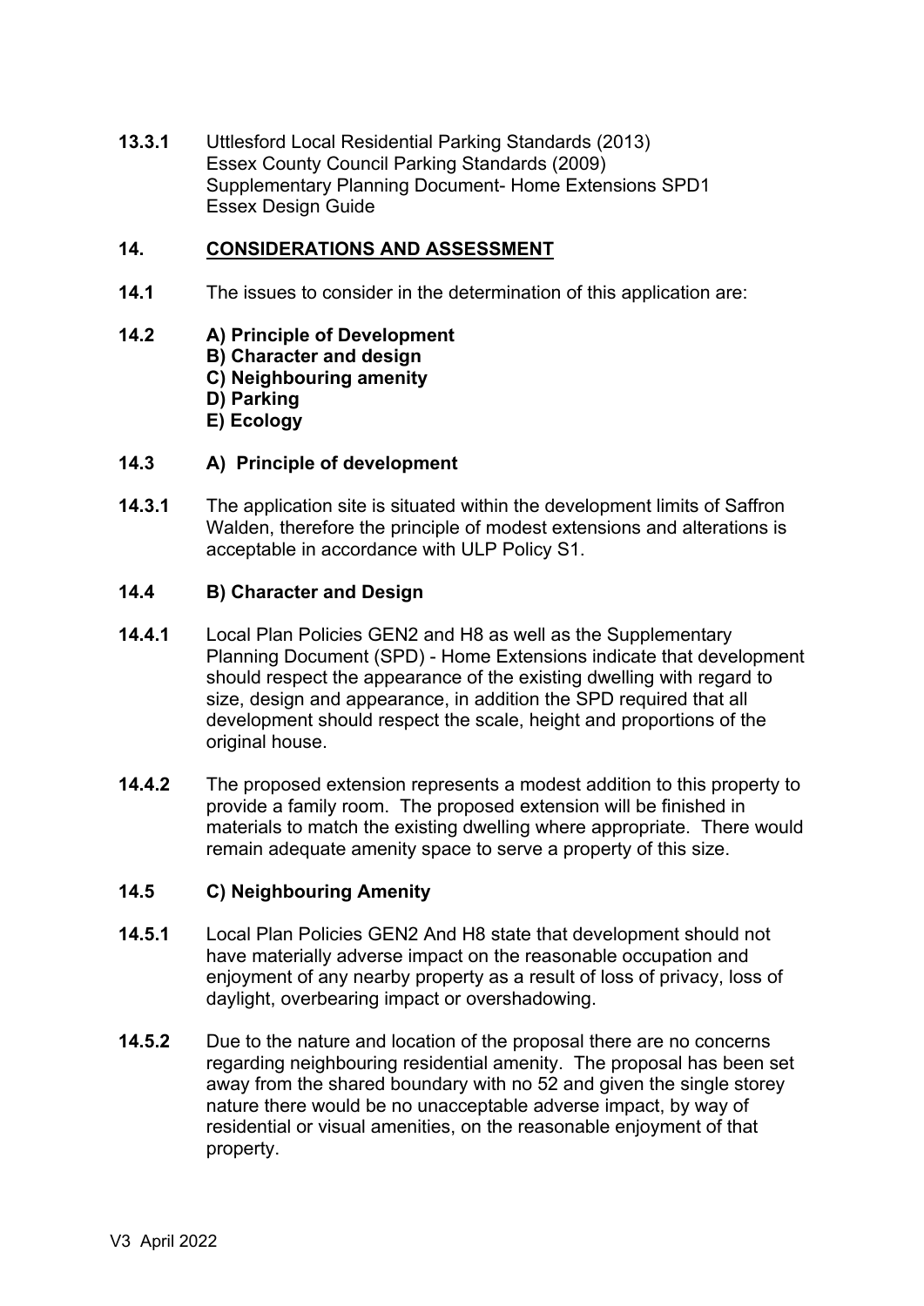**13.3.1** Uttlesford Local Residential Parking Standards (2013)
Essex County Council Parking Standards (2009)
Supplementary Planning Document- Home Extensions SPD1
Essex Design Guide

## 14. CONSIDERATIONS AND ASSESSMENT

**14.1** The issues to consider in the determination of this application are:

**14.2** **A) Principle of Development**
**B) Character and design**
**C) Neighbouring amenity**
**D) Parking**
**E) Ecology**

### 14.3 A) Principle of development

**14.3.1** The application site is situated within the development limits of Saffron Walden, therefore the principle of modest extensions and alterations is acceptable in accordance with ULP Policy S1.

### 14.4 B) Character and Design

**14.4.1** Local Plan Policies GEN2 and H8 as well as the Supplementary Planning Document (SPD) - Home Extensions indicate that development should respect the appearance of the existing dwelling with regard to size, design and appearance, in addition the SPD required that all development should respect the scale, height and proportions of the original house.

**14.4.2** The proposed extension represents a modest addition to this property to provide a family room. The proposed extension will be finished in materials to match the existing dwelling where appropriate. There would remain adequate amenity space to serve a property of this size.

### 14.5 C) Neighbouring Amenity

**14.5.1** Local Plan Policies GEN2 And H8 state that development should not have materially adverse impact on the reasonable occupation and enjoyment of any nearby property as a result of loss of privacy, loss of daylight, overbearing impact or overshadowing.

**14.5.2** Due to the nature and location of the proposal there are no concerns regarding neighbouring residential amenity. The proposal has been set away from the shared boundary with no 52 and given the single storey nature there would be no unacceptable adverse impact, by way of residential or visual amenities, on the reasonable enjoyment of that property.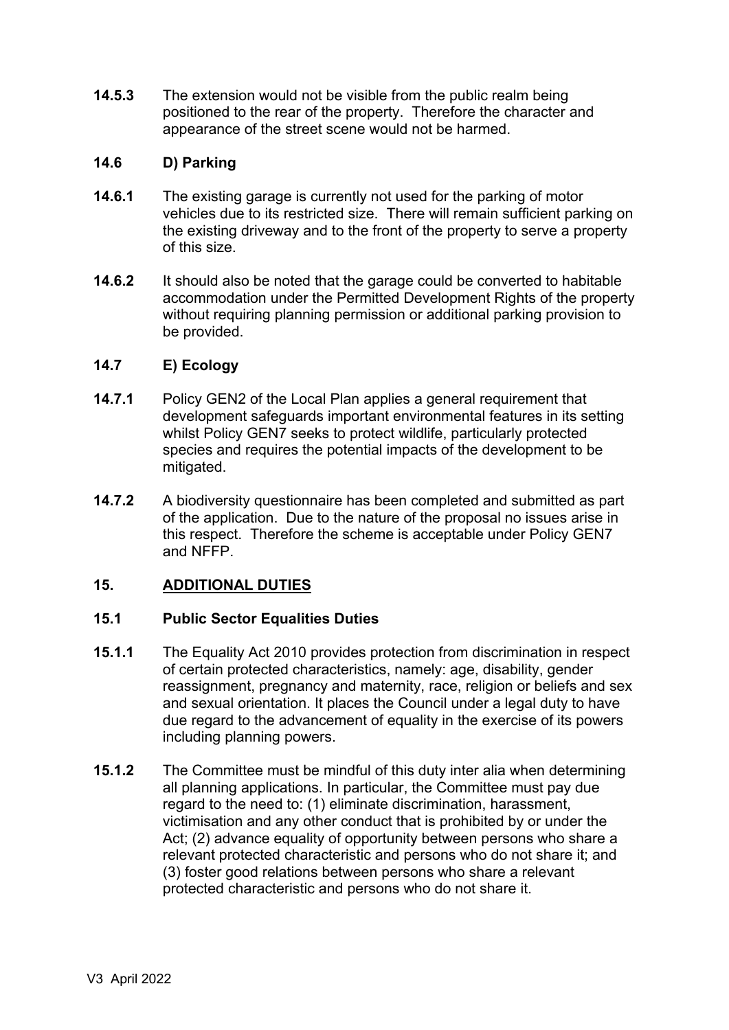**14.5.3** The extension would not be visible from the public realm being positioned to the rear of the property. Therefore the character and appearance of the street scene would not be harmed.

### 14.6 D) Parking

**14.6.1** The existing garage is currently not used for the parking of motor vehicles due to its restricted size. There will remain sufficient parking on the existing driveway and to the front of the property to serve a property of this size.

**14.6.2** It should also be noted that the garage could be converted to habitable accommodation under the Permitted Development Rights of the property without requiring planning permission or additional parking provision to be provided.

### 14.7 E) Ecology

**14.7.1** Policy GEN2 of the Local Plan applies a general requirement that development safeguards important environmental features in its setting whilst Policy GEN7 seeks to protect wildlife, particularly protected species and requires the potential impacts of the development to be mitigated.

**14.7.2** A biodiversity questionnaire has been completed and submitted as part of the application. Due to the nature of the proposal no issues arise in this respect. Therefore the scheme is acceptable under Policy GEN7 and NFFP.

## 15. ADDITIONAL DUTIES

### 15.1 Public Sector Equalities Duties

**15.1.1** The Equality Act 2010 provides protection from discrimination in respect of certain protected characteristics, namely: age, disability, gender reassignment, pregnancy and maternity, race, religion or beliefs and sex and sexual orientation. It places the Council under a legal duty to have due regard to the advancement of equality in the exercise of its powers including planning powers.

**15.1.2** The Committee must be mindful of this duty inter alia when determining all planning applications. In particular, the Committee must pay due regard to the need to: (1) eliminate discrimination, harassment, victimisation and any other conduct that is prohibited by or under the Act; (2) advance equality of opportunity between persons who share a relevant protected characteristic and persons who do not share it; and (3) foster good relations between persons who share a relevant protected characteristic and persons who do not share it.

V3 April 2022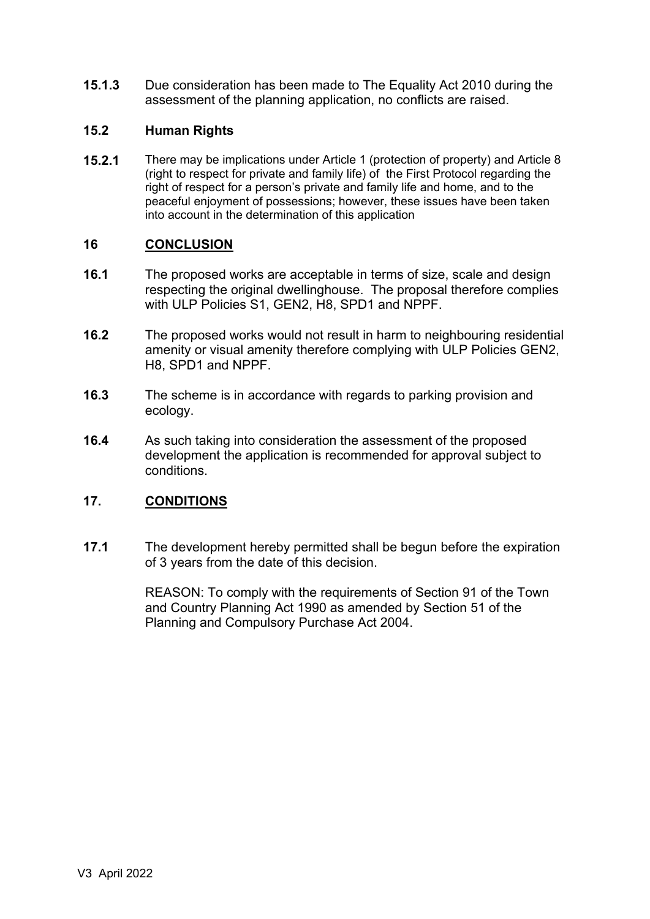**15.1.3** Due consideration has been made to The Equality Act 2010 during the assessment of the planning application, no conflicts are raised.

## 15.2 Human Rights

**15.2.1** There may be implications under Article 1 (protection of property) and Article 8 (right to respect for private and family life) of the First Protocol regarding the right of respect for a person's private and family life and home, and to the peaceful enjoyment of possessions; however, these issues have been taken into account in the determination of this application

## 16 CONCLUSION

**16.1** The proposed works are acceptable in terms of size, scale and design respecting the original dwellinghouse. The proposal therefore complies with ULP Policies S1, GEN2, H8, SPD1 and NPPF.

**16.2** The proposed works would not result in harm to neighbouring residential amenity or visual amenity therefore complying with ULP Policies GEN2, H8, SPD1 and NPPF.

**16.3** The scheme is in accordance with regards to parking provision and ecology.

**16.4** As such taking into consideration the assessment of the proposed development the application is recommended for approval subject to conditions.

## 17. CONDITIONS

**17.1** The development hereby permitted shall be begun before the expiration of 3 years from the date of this decision.

REASON: To comply with the requirements of Section 91 of the Town and Country Planning Act 1990 as amended by Section 51 of the Planning and Compulsory Purchase Act 2004.

V3 April 2022